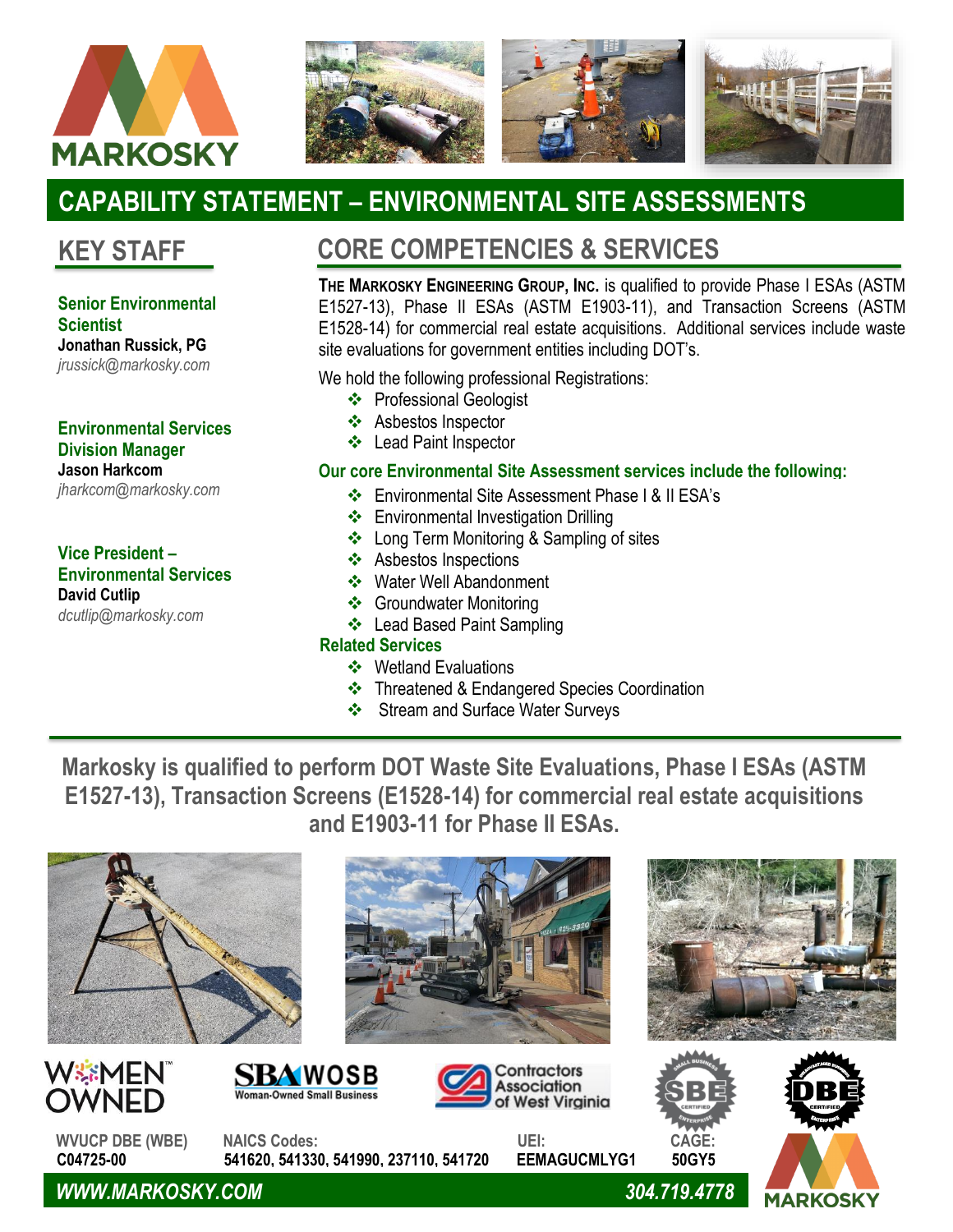# CAPABILITY STATEMENT – ENVIRONMENTAL SITE ASSESSMENTS

## KEY STAFF

**Senior Environmental Scientist**
**Jonathan Russick, PG**
*jrussick@markosky.com*

**Environmental Services Division Manager**
**Jason Harkcom**
*jharkcom@markosky.com*

**Vice President – Environmental Services**
**David Cutlip**
*dcutlip@markosky.com*

## CORE COMPETENCIES & SERVICES

**THE MARKOSKY ENGINEERING GROUP, INC.** is qualified to provide Phase I ESAs (ASTM E1527-13), Phase II ESAs (ASTM E1903-11), and Transaction Screens (ASTM E1528-14) for commercial real estate acquisitions. Additional services include waste site evaluations for government entities including DOT's.

We hold the following professional Registrations:

- Professional Geologist
- Asbestos Inspector
- Lead Paint Inspector

**Our core Environmental Site Assessment services include the following:**

- Environmental Site Assessment Phase I & II ESA's
- Environmental Investigation Drilling
- Long Term Monitoring & Sampling of sites
- Asbestos Inspections
- Water Well Abandonment
- Groundwater Monitoring
- Lead Based Paint Sampling

**Related Services**

- Wetland Evaluations
- Threatened & Endangered Species Coordination
- Stream and Surface Water Surveys

**Markosky is qualified to perform DOT Waste Site Evaluations, Phase I ESAs (ASTM E1527-13), Transaction Screens (E1528-14) for commercial real estate acquisitions and E1903-11 for Phase II ESAs.**

WOMEN OWNED | SBA WOSB Woman-Owned Small Business | Contractors Association of West Virginia | SBE | DBE

| WVUCP DBE (WBE) | NAICS Codes: | UEI: | CAGE: |
|---|---|---|---|
| C04725-00 | 541620, 541330, 541990, 237110, 541720 | EEMAGUCMLYG1 | 50GY5 |

*WWW.MARKOSKY.COM* — *304.719.4778*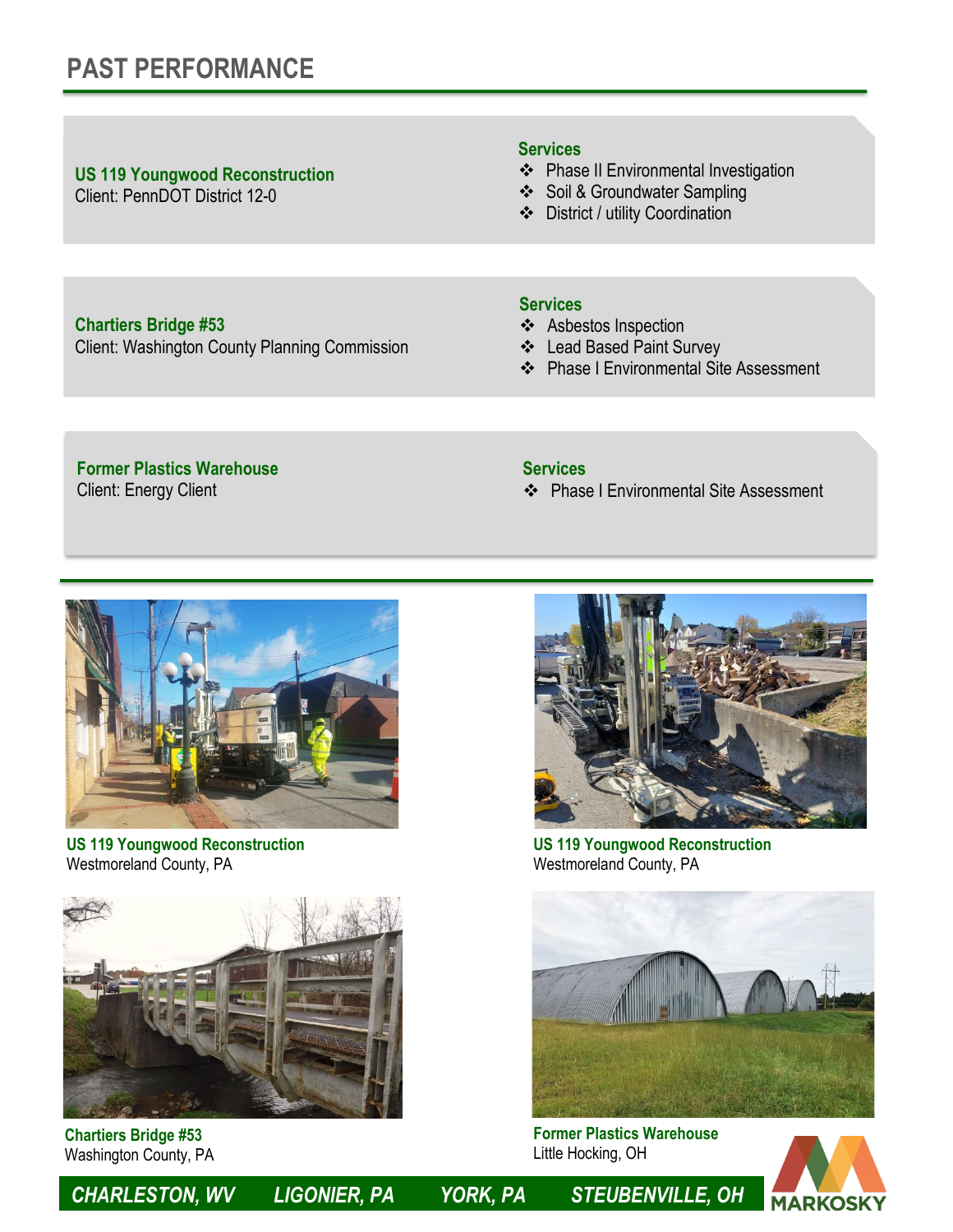## PAST PERFORMANCE

**US 119 Youngwood Reconstruction**
Client: PennDOT District 12-0

**Services**
- Phase II Environmental Investigation
- Soil & Groundwater Sampling
- District / utility Coordination

**Chartiers Bridge #53**
Client: Washington County Planning Commission

**Services**
- Asbestos Inspection
- Lead Based Paint Survey
- Phase I Environmental Site Assessment

**Former Plastics Warehouse**
Client: Energy Client

**Services**
- Phase I Environmental Site Assessment

**US 119 Youngwood Reconstruction**
Westmoreland County, PA

**US 119 Youngwood Reconstruction**
Westmoreland County, PA

**Chartiers Bridge #53**
Washington County, PA

**Former Plastics Warehouse**
Little Hocking, OH

CHARLESTON, WV LIGONIER, PA YORK, PA STEUBENVILLE, OH

MARKOSKY